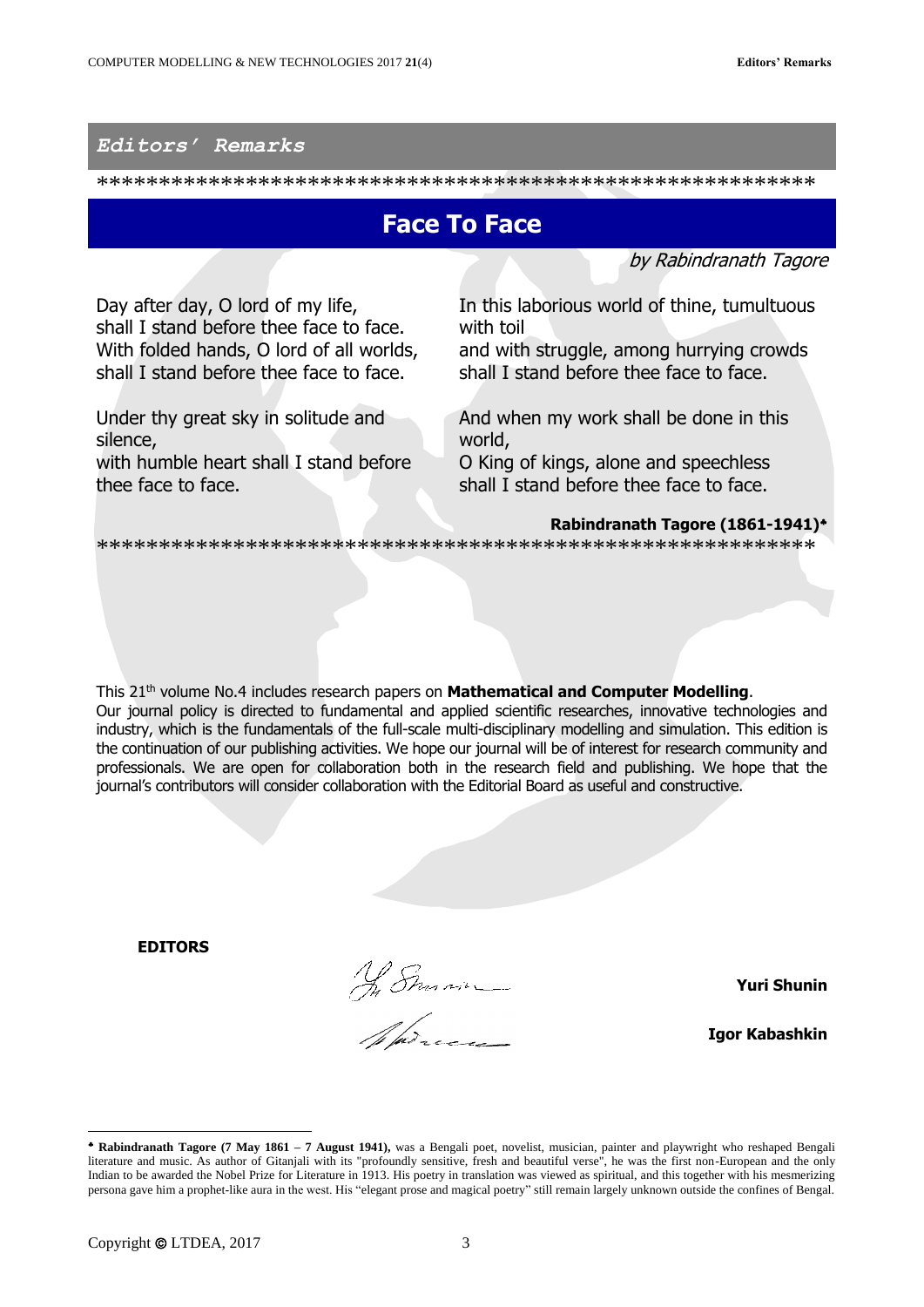*Editors' Remarks*

*************************************************************

## Face To Face

*by Rabindranath Tagore*

Day after day, O lord of my life,
shall I stand before thee face to face.
With folded hands, O lord of all worlds,
shall I stand before thee face to face.

Under thy great sky in solitude and silence,
with humble heart shall I stand before thee face to face.

In this laborious world of thine, tumultuous with toil
and with struggle, among hurrying crowds
shall I stand before thee face to face.

And when my work shall be done in this world,
O King of kings, alone and speechless
shall I stand before thee face to face.

**Rabindranath Tagore (1861-1941)**[♣]

*************************************************************

This 21[th] volume No.4 includes research papers on **Mathematical and Computer Modelling**.

Our journal policy is directed to fundamental and applied scientific researches, innovative technologies and industry, which is the fundamentals of the full-scale multi-disciplinary modelling and simulation. This edition is the continuation of our publishing activities. We hope our journal will be of interest for research community and professionals. We are open for collaboration both in the research field and publishing. We hope that the journal's contributors will consider collaboration with the Editorial Board as useful and constructive.

**EDITORS**

**Yuri Shunin**

**Igor Kabashkin**

---

[♣] **Rabindranath Tagore (7 May 1861 – 7 August 1941),** was a Bengali poet, novelist, musician, painter and playwright who reshaped Bengali literature and music. As author of Gitanjali with its "profoundly sensitive, fresh and beautiful verse", he was the first non-European and the only Indian to be awarded the Nobel Prize for Literature in 1913. His poetry in translation was viewed as spiritual, and this together with his mesmerizing persona gave him a prophet-like aura in the west. His "elegant prose and magical poetry" still remain largely unknown outside the confines of Bengal.